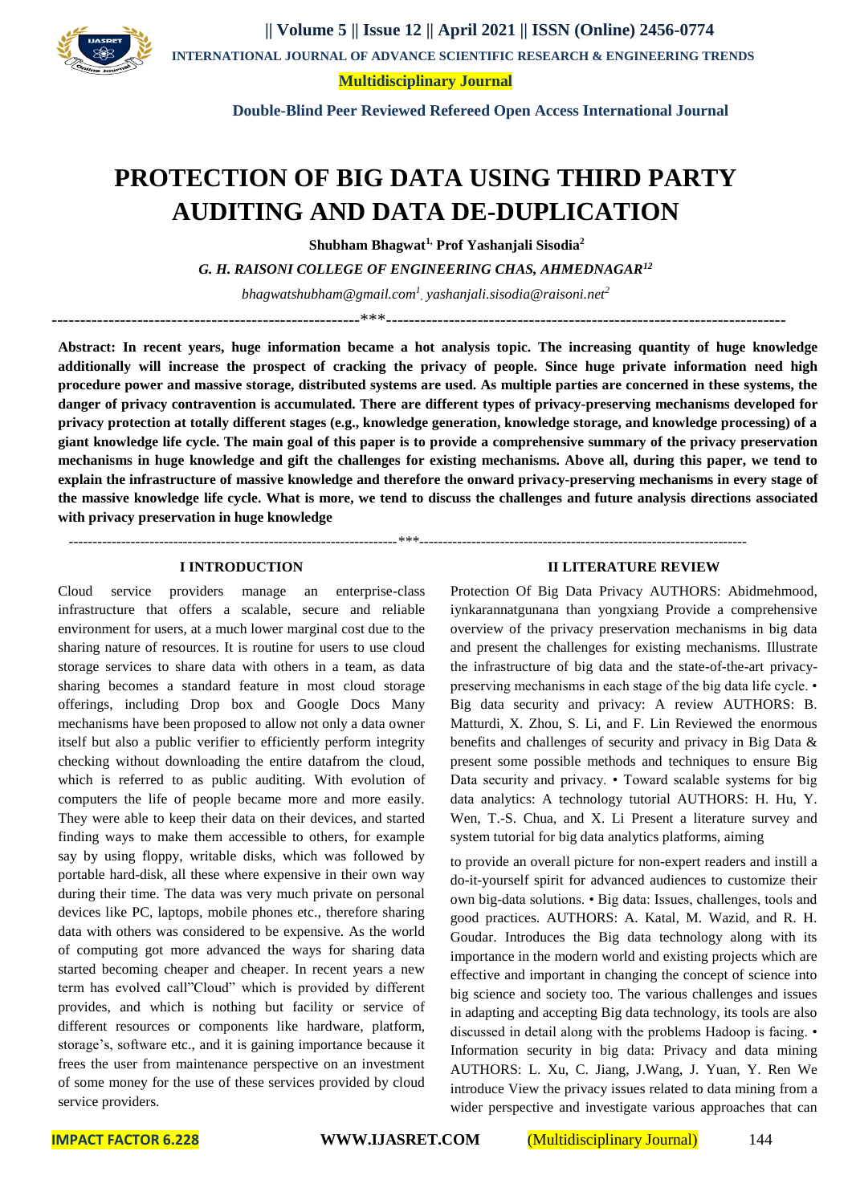# PROTECTION OF BIG DATA USING THIRD PARTY AUDITING AND DATA DE-DUPLICATION

**Shubham Bhagwat[1], Prof Yashanjali Sisodia[2]**

*G. H. RAISONI COLLEGE OF ENGINEERING CHAS, AHMEDNAGAR[12]*

*bhagwatshubham@gmail.com[1], yashanjali.sisodia@raisoni.net[2]*

---

**Abstract: In recent years, huge information became a hot analysis topic. The increasing quantity of huge knowledge additionally will increase the prospect of cracking the privacy of people. Since huge private information need high procedure power and massive storage, distributed systems are used. As multiple parties are concerned in these systems, the danger of privacy contravention is accumulated. There are different types of privacy-preserving mechanisms developed for privacy protection at totally different stages (e.g., knowledge generation, knowledge storage, and knowledge processing) of a giant knowledge life cycle. The main goal of this paper is to provide a comprehensive summary of the privacy preservation mechanisms in huge knowledge and gift the challenges for existing mechanisms. Above all, during this paper, we tend to explain the infrastructure of massive knowledge and therefore the onward privacy-preserving mechanisms in every stage of the massive knowledge life cycle. What is more, we tend to discuss the challenges and future analysis directions associated with privacy preservation in huge knowledge**

---

## I INTRODUCTION

Cloud service providers manage an enterprise-class infrastructure that offers a scalable, secure and reliable environment for users, at a much lower marginal cost due to the sharing nature of resources. It is routine for users to use cloud storage services to share data with others in a team, as data sharing becomes a standard feature in most cloud storage offerings, including Drop box and Google Docs Many mechanisms have been proposed to allow not only a data owner itself but also a public verifier to efficiently perform integrity checking without downloading the entire datafrom the cloud, which is referred to as public auditing. With evolution of computers the life of people became more and more easily. They were able to keep their data on their devices, and started finding ways to make them accessible to others, for example say by using floppy, writable disks, which was followed by portable hard-disk, all these where expensive in their own way during their time. The data was very much private on personal devices like PC, laptops, mobile phones etc., therefore sharing data with others was considered to be expensive. As the world of computing got more advanced the ways for sharing data started becoming cheaper and cheaper. In recent years a new term has evolved call"Cloud" which is provided by different provides, and which is nothing but facility or service of different resources or components like hardware, platform, storage's, software etc., and it is gaining importance because it frees the user from maintenance perspective on an investment of some money for the use of these services provided by cloud service providers.

## II LITERATURE REVIEW

Protection Of Big Data Privacy AUTHORS: Abidmehmood, iynkarannatgunana than yongxiang Provide a comprehensive overview of the privacy preservation mechanisms in big data and present the challenges for existing mechanisms. Illustrate the infrastructure of big data and the state-of-the-art privacy-preserving mechanisms in each stage of the big data life cycle. • Big data security and privacy: A review AUTHORS: B. Matturdi, X. Zhou, S. Li, and F. Lin Reviewed the enormous benefits and challenges of security and privacy in Big Data & present some possible methods and techniques to ensure Big Data security and privacy. • Toward scalable systems for big data analytics: A technology tutorial AUTHORS: H. Hu, Y. Wen, T.-S. Chua, and X. Li Present a literature survey and system tutorial for big data analytics platforms, aiming

to provide an overall picture for non-expert readers and instill a do-it-yourself spirit for advanced audiences to customize their own big-data solutions. • Big data: Issues, challenges, tools and good practices. AUTHORS: A. Katal, M. Wazid, and R. H. Goudar. Introduces the Big data technology along with its importance in the modern world and existing projects which are effective and important in changing the concept of science into big science and society too. The various challenges and issues in adapting and accepting Big data technology, its tools are also discussed in detail along with the problems Hadoop is facing. • Information security in big data: Privacy and data mining AUTHORS: L. Xu, C. Jiang, J.Wang, J. Yuan, Y. Ren We introduce View the privacy issues related to data mining from a wider perspective and investigate various approaches that can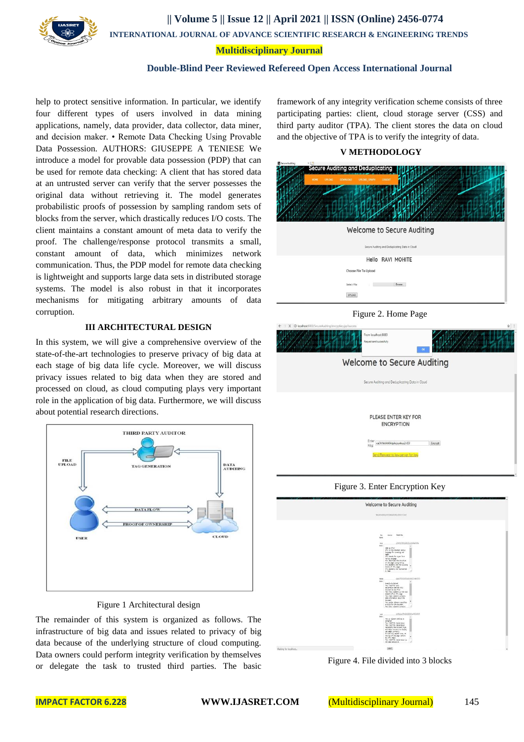help to protect sensitive information. In particular, we identify four different types of users involved in data mining applications, namely, data provider, data collector, data miner, and decision maker. • Remote Data Checking Using Provable Data Possession. AUTHORS: GIUSEPPE A TENIESE We introduce a model for provable data possession (PDP) that can be used for remote data checking: A client that has stored data at an untrusted server can verify that the server possesses the original data without retrieving it. The model generates probabilistic proofs of possession by sampling random sets of blocks from the server, which drastically reduces I/O costs. The client maintains a constant amount of meta data to verify the proof. The challenge/response protocol transmits a small, constant amount of data, which minimizes network communication. Thus, the PDP model for remote data checking is lightweight and supports large data sets in distributed storage systems. The model is also robust in that it incorporates mechanisms for mitigating arbitrary amounts of data corruption.

## III ARCHITECTURAL DESIGN

In this system, we will give a comprehensive overview of the state-of-the-art technologies to preserve privacy of big data at each stage of big data life cycle. Moreover, we will discuss privacy issues related to big data when they are stored and processed on cloud, as cloud computing plays very important role in the application of big data. Furthermore, we will discuss about potential research directions.

Figure 1 Architectural design

The remainder of this system is organized as follows. The infrastructure of big data and issues related to privacy of big data because of the underlying structure of cloud computing. Data owners could perform integrity verification by themselves or delegate the task to trusted third parties. The basic framework of any integrity verification scheme consists of three participating parties: client, cloud storage server (CSS) and third party auditor (TPA). The client stores the data on cloud and the objective of TPA is to verify the integrity of data.

## V METHODOLOGY

Figure 2. Home Page

Figure 3. Enter Encryption Key

Figure 4. File divided into 3 blocks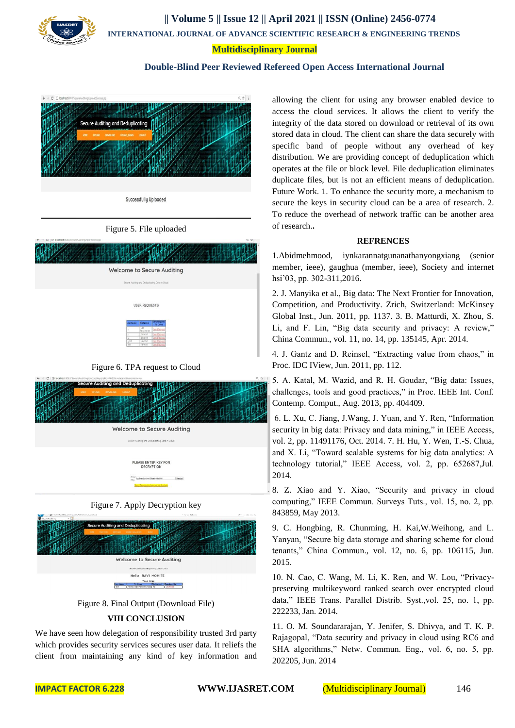Figure 5. File uploaded

Figure 6. TPA request to Cloud

Figure 7. Apply Decryption key

Figure 8. Final Output (Download File)

## VIII CONCLUSION

We have seen how delegation of responsibility trusted 3rd party which provides security services secures user data. It reliefs the client from maintaining any kind of key information and allowing the client for using any browser enabled device to access the cloud services. It allows the client to verify the integrity of the data stored on download or retrieval of its own stored data in cloud. The client can share the data securely with specific band of people without any overhead of key distribution. We are providing concept of deduplication which operates at the file or block level. File deduplication eliminates duplicate files, but is not an efficient means of deduplication. Future Work. 1. To enhance the security more, a mechanism to secure the keys in security cloud can be a area of research. 2. To reduce the overhead of network traffic can be another area of research..

## REFRENCES

1.Abidmehmood, iynkarannatgunanathanyongxiang (senior member, ieee), gaughua (member, ieee), Society and internet hsi'03, pp. 302-311,2016.

2. J. Manyika et al., Big data: The Next Frontier for Innovation, Competition, and Productivity. Zrich, Switzerland: McKinsey Global Inst., Jun. 2011, pp. 1137. 3. B. Matturdi, X. Zhou, S. Li, and F. Lin, "Big data security and privacy: A review," China Commun., vol. 11, no. 14, pp. 135145, Apr. 2014.

4. J. Gantz and D. Reinsel, "Extracting value from chaos," in Proc. IDC IView, Jun. 2011, pp. 112.

5. A. Katal, M. Wazid, and R. H. Goudar, "Big data: Issues, challenges, tools and good practices," in Proc. IEEE Int. Conf. Contemp. Comput., Aug. 2013, pp. 404409.

6. L. Xu, C. Jiang, J.Wang, J. Yuan, and Y. Ren, "Information security in big data: Privacy and data mining," in IEEE Access, vol. 2, pp. 11491176, Oct. 2014. 7. H. Hu, Y. Wen, T.-S. Chua, and X. Li, "Toward scalable systems for big data analytics: A technology tutorial," IEEE Access, vol. 2, pp. 652687,Jul. 2014.

8. Z. Xiao and Y. Xiao, "Security and privacy in cloud computing," IEEE Commun. Surveys Tuts., vol. 15, no. 2, pp. 843859, May 2013.

9. C. Hongbing, R. Chunming, H. Kai,W.Weihong, and L. Yanyan, "Secure big data storage and sharing scheme for cloud tenants," China Commun., vol. 12, no. 6, pp. 106115, Jun. 2015.

10. N. Cao, C. Wang, M. Li, K. Ren, and W. Lou, "Privacy-preserving multikeyword ranked search over encrypted cloud data," IEEE Trans. Parallel Distrib. Syst.,vol. 25, no. 1, pp. 222233, Jan. 2014.

11. O. M. Soundararajan, Y. Jenifer, S. Dhivya, and T. K. P. Rajagopal, "Data security and privacy in cloud using RC6 and SHA algorithms," Netw. Commun. Eng., vol. 6, no. 5, pp. 202205, Jun. 2014